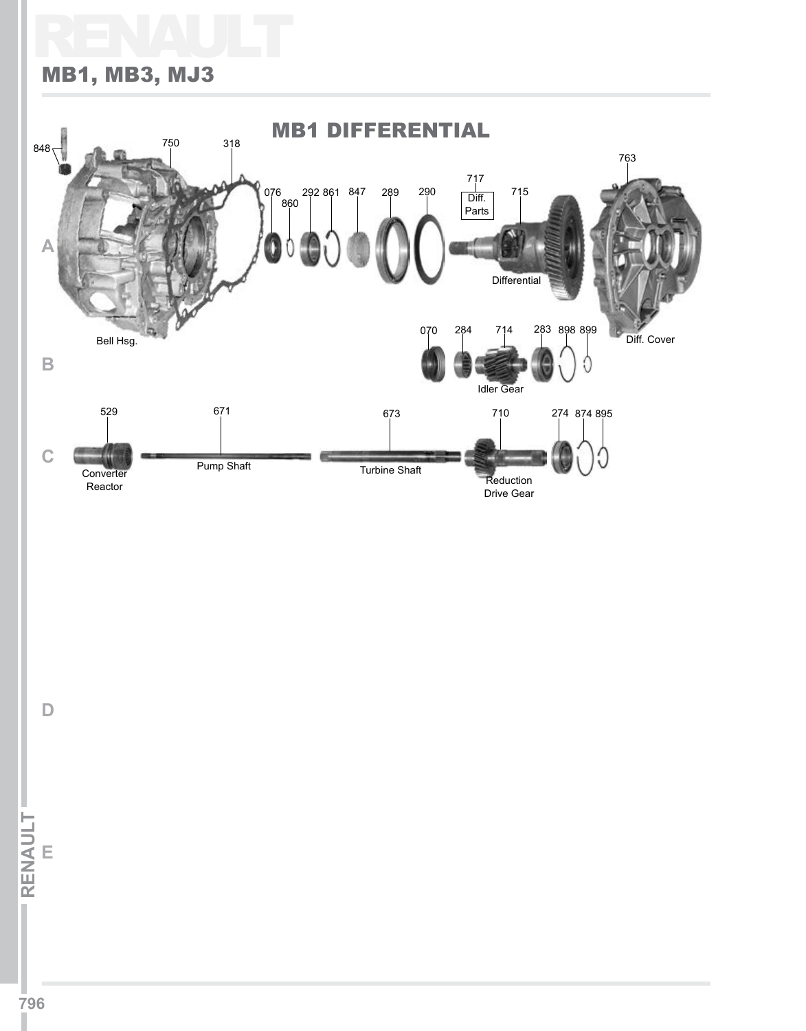# MB1, MB3, MJ3

## MB1 DIFFERENTIAL

848
750
318
076
860
292
861
847
289
290
717
Diff. Parts
715
763

A

Differential

Bell Hsg.

070
284
714
283
898
899
Diff. Cover

B

Idler Gear

529
671
673
710
274
874
895

C

Converter Reactor
Pump Shaft
Turbine Shaft
Reduction Drive Gear

D

E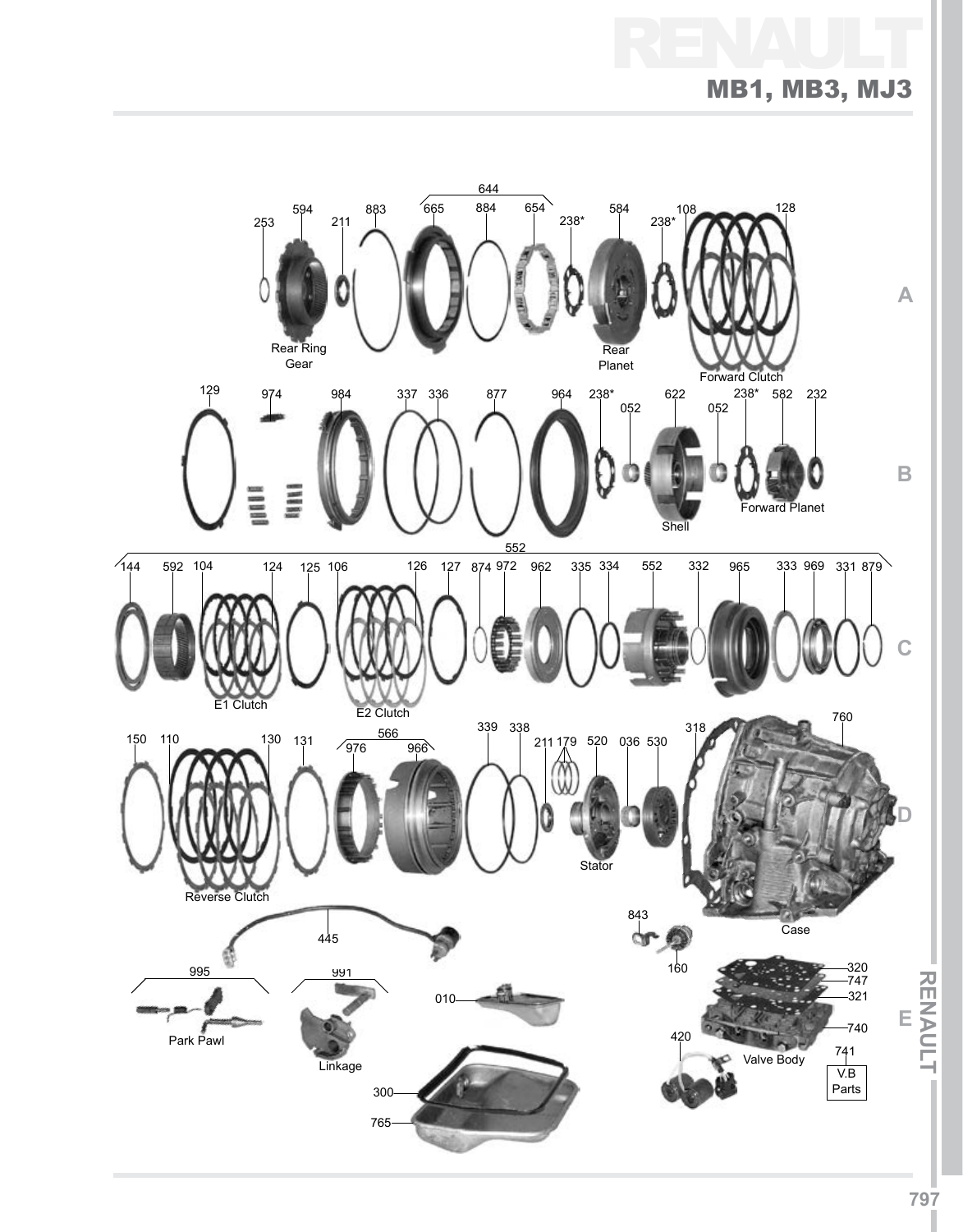# RENAULT

## MB1, MB3, MJ3

644

253 594 211 883 665 884 654 238* 584 238* 108 128

Rear Ring Gear

Rear Planet

Forward Clutch

A

129 974 984 337 336 877 964 238* 052 622 052 238* 582 232

Shell

Forward Planet

B

552

144 592 104 124 125 106 126 127 874 972 962 335 334 552 332 965 333 969 331 879

E1 Clutch

E2 Clutch

C

566

150 110 130 131 976 966 339 338 211 179 520 036 530 318 760

Reverse Clutch

Stator

Case

D

843

160

445

995

991

Park Pawl

Linkage

010

300

765

320

747

321

740

420

Valve Body

741

V.B Parts

E

RENAULT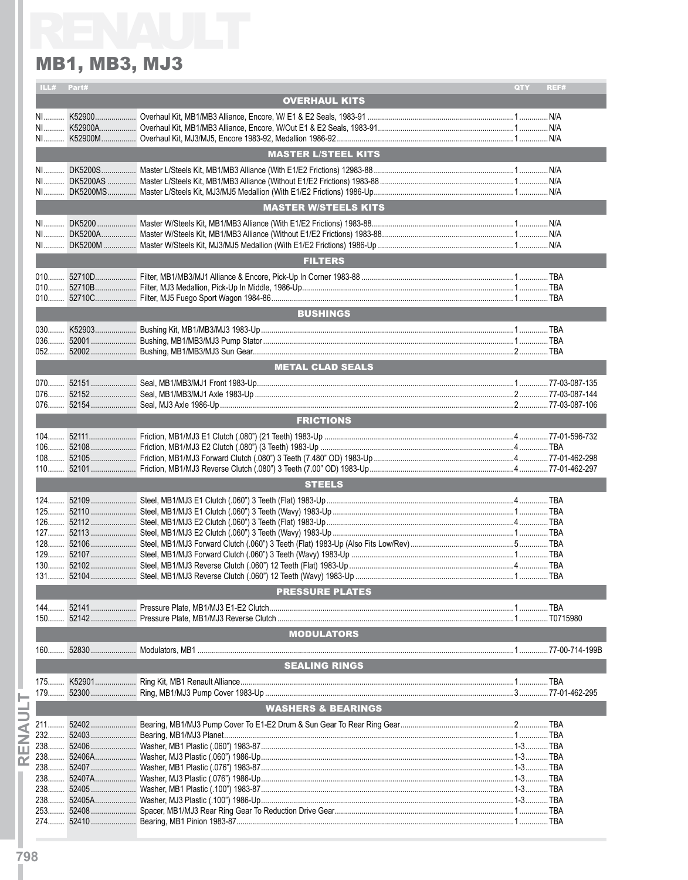# RENAULT

## MB1, MB3, MJ3

| ILL# | Part# | | QTY | REF# |
|---|---|---|---|---|
| | | **OVERHAUL KITS** | | |
| NI | K52900 | Overhaul Kit, MB1/MB3 Alliance, Encore, W/ E1 & E2 Seals, 1983-91 | 1 | N/A |
| NI | K52900A | Overhaul Kit, MB1/MB3 Alliance, Encore, W/Out E1 & E2 Seals, 1983-91 | 1 | N/A |
| NI | K52900M | Overhaul Kit, MJ3/MJ5, Encore 1983-92, Medallion 1986-92 | 1 | N/A |
| | | **MASTER L/STEEL KITS** | | |
| NI | DK5200S | Master L/Steels Kit, MB1/MB3 Alliance (With E1/E2 Frictions) 12983-88 | 1 | N/A |
| NI | DK5200AS | Master L/Steels Kit, MB1/MB3 Alliance (Without E1/E2 Frictions) 1983-88 | 1 | N/A |
| NI | DK5200MS | Master L/Steels Kit, MJ3/MJ5 Medallion (With E1/E2 Frictions) 1986-Up | 1 | N/A |
| | | **MASTER W/STEELS KITS** | | |
| NI | DK5200 | Master W/Steels Kit, MB1/MB3 Alliance (With E1/E2 Frictions) 1983-88 | 1 | N/A |
| NI | DK5200A | Master W/Steels Kit, MB1/MB3 Alliance (Without E1/E2 Frictions) 1983-88 | 1 | N/A |
| NI | DK5200M | Master W/Steels Kit, MJ3/MJ5 Medallion (With E1/E2 Frictions) 1986-Up | 1 | N/A |
| | | **FILTERS** | | |
| 010 | 52710D | Filter, MB1/MB3/MJ1 Alliance & Encore, Pick-Up In Corner 1983-88 | 1 | TBA |
| 010 | 52710B | Filter, MJ3 Medallion, Pick-Up In Middle, 1986-Up | 1 | TBA |
| 010 | 52710C | Filter, MJ5 Fuego Sport Wagon 1984-86 | 1 | TBA |
| | | **BUSHINGS** | | |
| 030 | K52903 | Bushing Kit, MB1/MB3/MJ3 1983-Up | 1 | TBA |
| 036 | 52001 | Bushing, MB1/MB3/MJ3 Pump Stator | 1 | TBA |
| 052 | 52002 | Bushing, MB1/MB3/MJ3 Sun Gear | 2 | TBA |
| | | **METAL CLAD SEALS** | | |
| 070 | 52151 | Seal, MB1/MB3/MJ1 Front 1983-Up | 1 | 77-03-087-135 |
| 076 | 52152 | Seal, MB1/MB3/MJ1 Axle 1983-Up | 2 | 77-03-087-144 |
| 076 | 52154 | Seal, MJ3 Axle 1986-Up | 2 | 77-03-087-106 |
| | | **FRICTIONS** | | |
| 104 | 52111 | Friction, MB1/MJ3 E1 Clutch (.080") (21 Teeth) 1983-Up | 4 | 77-01-596-732 |
| 106 | 52108 | Friction, MB1/MJ3 E2 Clutch (.080") (3 Teeth) 1983-Up | 4 | TBA |
| 108 | 52105 | Friction, MB1/MJ3 Forward Clutch (.080") 3 Teeth (7.480" OD) 1983-Up | 4 | 77-01-462-298 |
| 110 | 52101 | Friction, MB1/MJ3 Reverse Clutch (.080") 3 Teeth (7.00" OD) 1983-Up | 4 | 77-01-462-297 |
| | | **STEELS** | | |
| 124 | 52109 | Steel, MB1/MJ3 E1 Clutch (.060") 3 Teeth (Flat) 1983-Up | 4 | TBA |
| 125 | 52110 | Steel, MB1/MJ3 E1 Clutch (.060") 3 Teeth (Wavy) 1983-Up | 1 | TBA |
| 126 | 52112 | Steel, MB1/MJ3 E2 Clutch (.060") 3 Teeth (Flat) 1983-Up | 4 | TBA |
| 127 | 52113 | Steel, MB1/MJ3 E2 Clutch (.060") 3 Teeth (Wavy) 1983-Up | 1 | TBA |
| 128 | 52106 | Steel, MB1/MJ3 Forward Clutch (.060") 3 Teeth (Flat) 1983-Up (Also Fits Low/Rev) | 5 | TBA |
| 129 | 52107 | Steel, MB1/MJ3 Forward Clutch (.060") 3 Teeth (Wavy) 1983-Up | 1 | TBA |
| 130 | 52102 | Steel, MB1/MJ3 Reverse Clutch (.060") 12 Teeth (Flat) 1983-Up | 4 | TBA |
| 131 | 52104 | Steel, MB1/MJ3 Reverse Clutch (.060") 12 Teeth (Wavy) 1983-Up | 1 | TBA |
| | | **PRESSURE PLATES** | | |
| 144 | 52141 | Pressure Plate, MB1/MJ3 E1-E2 Clutch | 1 | TBA |
| 150 | 52142 | Pressure Plate, MB1/MJ3 Reverse Clutch | 1 | T0715980 |
| | | **MODULATORS** | | |
| 160 | 52830 | Modulators, MB1 | 1 | 77-00-714-199B |
| | | **SEALING RINGS** | | |
| 175 | K52901 | Ring Kit, MB1 Renault Alliance | 1 | TBA |
| 179 | 52300 | Ring, MB1/MJ3 Pump Cover 1983-Up | 3 | 77-01-462-295 |
| | | **WASHERS & BEARINGS** | | |
| 211 | 52402 | Bearing, MB1/MJ3 Pump Cover To E1-E2 Drum & Sun Gear To Rear Ring Gear | 2 | TBA |
| 232 | 52403 | Bearing, MB1/MJ3 Planet | 1 | TBA |
| 238 | 52406 | Washer, MB1 Plastic (.060") 1983-87 | 1-3 | TBA |
| 238 | 52406A | Washer, MJ3 Plastic (.060") 1986-Up | 1-3 | TBA |
| 238 | 52407 | Washer, MB1 Plastic (.076") 1983-87 | 1-3 | TBA |
| 238 | 52407A | Washer, MJ3 Plastic (.076") 1986-Up | 1-3 | TBA |
| 238 | 52405 | Washer, MB1 Plastic (.100") 1983-87 | 1-3 | TBA |
| 238 | 52405A | Washer, MJ3 Plastic (.100") 1986-Up | 1-3 | TBA |
| 253 | 52408 | Spacer, MB1/MJ3 Rear Ring Gear To Reduction Drive Gear | 1 | TBA |
| 274 | 52410 | Bearing, MB1 Pinion 1983-87 | 1 | TBA |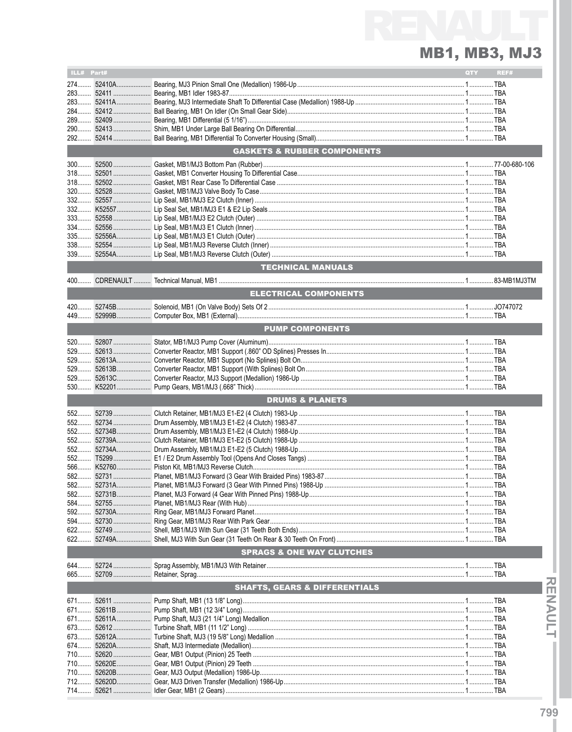# RENAULT

## MB1, MB3, MJ3

| ILL# | Part# | | QTY | REF# |
|---|---|---|---|---|
| 274 | 52410A | Bearing, MJ3 Pinion Small One (Medallion) 1986-Up | 1 | TBA |
| 283 | 52411 | Bearing, MB1 Idler 1983-87 | 1 | TBA |
| 283 | 52411A | Bearing, MJ3 Intermediate Shaft To Differential Case (Medallion) 1988-Up | 1 | TBA |
| 284 | 52412 | Ball Bearing, MB1 On Idler (On Small Gear Side) | 1 | TBA |
| 289 | 52409 | Bearing, MB1 Differential (5 1/16") | 1 | TBA |
| 290 | 52413 | Shim, MB1 Under Large Ball Bearing On Differential | 1 | TBA |
| 292 | 52414 | Ball Bearing, MB1 Differential To Converter Housing (Small) | 1 | TBA |
| | | **GASKETS & RUBBER COMPONENTS** | | |
| 300 | 52500 | Gasket, MB1/MJ3 Bottom Pan (Rubber) | 1 | 77-00-680-106 |
| 318 | 52501 | Gasket, MB1 Converter Housing To Differential Case | 1 | TBA |
| 318 | 52502 | Gasket, MB1 Rear Case To Differential Case | 1 | TBA |
| 320 | 52528 | Gasket, MB1/MJ3 Valve Body To Case | 1 | TBA |
| 332 | 52557 | Lip Seal, MB1/MJ3 E2 Clutch (Inner) | 1 | TBA |
| 332 | K52557 | Lip Seal Set, MB1/MJ3 E1 & E2 Lip Seals | 1 | TBA |
| 333 | 52558 | Lip Seal, MB1/MJ3 E2 Clutch (Outer) | 1 | TBA |
| 334 | 52556 | Lip Seal, MB1/MJ3 E1 Clutch (Inner) | 1 | TBA |
| 335 | 52556A | Lip Seal, MB1/MJ3 E1 Clutch (Outer) | 1 | TBA |
| 338 | 52554 | Lip Seal, MB1/MJ3 Reverse Clutch (Inner) | 1 | TBA |
| 339 | 52554A | Lip Seal, MB1/MJ3 Reverse Clutch (Outer) | 1 | TBA |
| | | **TECHNICAL MANUALS** | | |
| 400 | CDRENAULT | Technical Manual, MB1 | 1 | 83-MB1MJ3TM |
| | | **ELECTRICAL COMPONENTS** | | |
| 420 | 52745B | Solenoid, MB1 (On Valve Body) Sets Of 2 | 1 | JO747072 |
| 449 | 52999B | Computer Box, MB1 (External) | 1 | TBA |
| | | **PUMP COMPONENTS** | | |
| 520 | 52807 | Stator, MB1/MJ3 Pump Cover (Aluminum) | 1 | TBA |
| 529 | 52613 | Converter Reactor, MB1 Support (.860" OD Splines) Presses In | 1 | TBA |
| 529 | 52613A | Converter Reactor, MB1 Support (No Splines) Bolt On | 1 | TBA |
| 529 | 52613B | Converter Reactor, MB1 Support (With Splines) Bolt On | 1 | TBA |
| 529 | 52613C | Converter Reactor, MJ3 Support (Medallion) 1986-Up | 1 | TBA |
| 530 | K52201 | Pump Gears, MB1/MJ3 (.668" Thick) | 1 | TBA |
| | | **DRUMS & PLANETS** | | |
| 552 | 52739 | Clutch Retainer, MB1/MJ3 E1-E2 (4 Clutch) 1983-Up | 1 | TBA |
| 552 | 52734 | Drum Assembly, MB1/MJ3 E1-E2 (4 Clutch) 1983-87 | 1 | TBA |
| 552 | 52734B | Drum Assembly, MB1/MJ3 E1-E2 (4 Clutch) 1988-Up | 1 | TBA |
| 552 | 52739A | Clutch Retainer, MB1/MJ3 E1-E2 (5 Clutch) 1988-Up | 1 | TBA |
| 552 | 52734A | Drum Assembly, MB1/MJ3 E1-E2 (5 Clutch) 1988-Up | 1 | TBA |
| 552 | T5299 | E1 / E2 Drum Assembly Tool (Opens And Closes Tangs) | 1 | TBA |
| 566 | K52760 | Piston Kit, MB1/MJ3 Reverse Clutch | 1 | TBA |
| 582 | 52731 | Planet, MB1/MJ3 Forward (3 Gear With Braided Pins) 1983-87 | 1 | TBA |
| 582 | 52731A | Planet, MB1/MJ3 Forward (3 Gear With Pinned Pins) 1988-Up | 1 | TBA |
| 582 | 52731B | Planet, MJ3 Forward (4 Gear With Pinned Pins) 1988-Up | 1 | TBA |
| 584 | 52755 | Planet, MB1/MJ3 Rear (With Hub) | 1 | TBA |
| 592 | 52730A | Ring Gear, MB1/MJ3 Forward Planet | 1 | TBA |
| 594 | 52730 | Ring Gear, MB1/MJ3 Rear With Park Gear | 1 | TBA |
| 622 | 52749 | Shell, MB1/MJ3 With Sun Gear (31 Teeth Both Ends) | 1 | TBA |
| 622 | 52749A | Shell, MJ3 With Sun Gear (31 Teeth On Rear & 30 Teeth On Front) | 1 | TBA |
| | | **SPRAGS & ONE WAY CLUTCHES** | | |
| 644 | 52724 | Sprag Assembly, MB1/MJ3 With Retainer | 1 | TBA |
| 665 | 52709 | Retainer, Sprag | 1 | TBA |
| | | **SHAFTS, GEARS & DIFFERENTIALS** | | |
| 671 | 52611 | Pump Shaft, MB1 (13 1/8" Long) | 1 | TBA |
| 671 | 52611B | Pump Shaft, MB1 (12 3/4" Long) | 1 | TBA |
| 671 | 52611A | Pump Shaft, MJ3 (21 1/4" Long) Medallion | 1 | TBA |
| 673 | 52612 | Turbine Shaft, MB1 (11 1/2" Long) | 1 | TBA |
| 673 | 52612A | Turbine Shaft, MJ3 (19 5/8" Long) Medallion | 1 | TBA |
| 674 | 52620A | Shaft, MJ3 Intermediate (Medallion) | 1 | TBA |
| 710 | 52620 | Gear, MB1 Output (Pinion) 25 Teeth | 1 | TBA |
| 710 | 52620E | Gear, MB1 Output (Pinion) 29 Teeth | 1 | TBA |
| 710 | 52620B | Gear, MJ3 Output (Medallion) 1986-Up | 1 | TBA |
| 712 | 52620D | Gear, MJ3 Driven Transfer (Medallion) 1986-Up | 1 | TBA |
| 714 | 52621 | Idler Gear, MB1 (2 Gears) | 1 | TBA |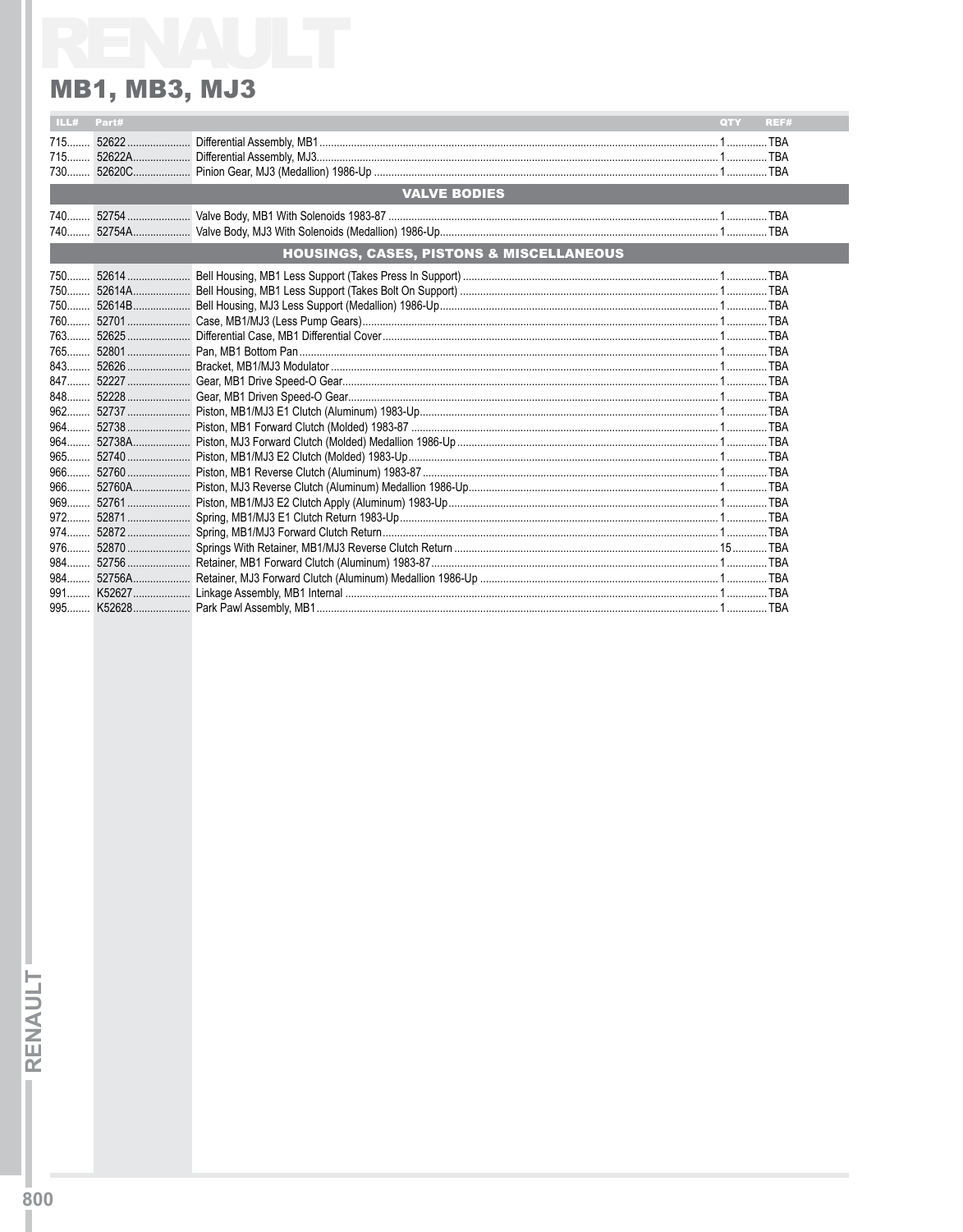## MB1, MB3, MJ3

| ILL# | Part# | | QTY | REF# |
|---|---|---|---|---|
| 715 | 52622 | Differential Assembly, MB1 | 1 | TBA |
| 715 | 52622A | Differential Assembly, MJ3 | 1 | TBA |
| 730 | 52620C | Pinion Gear, MJ3 (Medallion) 1986-Up | 1 | TBA |
| | | **VALVE BODIES** | | |
| 740 | 52754 | Valve Body, MB1 With Solenoids 1983-87 | 1 | TBA |
| 740 | 52754A | Valve Body, MJ3 With Solenoids (Medallion) 1986-Up | 1 | TBA |
| | | **HOUSINGS, CASES, PISTONS & MISCELLANEOUS** | | |
| 750 | 52614 | Bell Housing, MB1 Less Support (Takes Press In Support) | 1 | TBA |
| 750 | 52614A | Bell Housing, MB1 Less Support (Takes Bolt On Support) | 1 | TBA |
| 750 | 52614B | Bell Housing, MJ3 Less Support (Medallion) 1986-Up | 1 | TBA |
| 760 | 52701 | Case, MB1/MJ3 (Less Pump Gears) | 1 | TBA |
| 763 | 52625 | Differential Case, MB1 Differential Cover | 1 | TBA |
| 765 | 52801 | Pan, MB1 Bottom Pan | 1 | TBA |
| 843 | 52626 | Bracket, MB1/MJ3 Modulator | 1 | TBA |
| 847 | 52227 | Gear, MB1 Drive Speed-O Gear | 1 | TBA |
| 848 | 52228 | Gear, MB1 Driven Speed-O Gear | 1 | TBA |
| 962 | 52737 | Piston, MB1/MJ3 E1 Clutch (Aluminum) 1983-Up | 1 | TBA |
| 964 | 52738 | Piston, MB1 Forward Clutch (Molded) 1983-87 | 1 | TBA |
| 964 | 52738A | Piston, MJ3 Forward Clutch (Molded) Medallion 1986-Up | 1 | TBA |
| 965 | 52740 | Piston, MB1/MJ3 E2 Clutch (Molded) 1983-Up | 1 | TBA |
| 966 | 52760 | Piston, MB1 Reverse Clutch (Aluminum) 1983-87 | 1 | TBA |
| 966 | 52760A | Piston, MJ3 Reverse Clutch (Aluminum) Medallion 1986-Up | 1 | TBA |
| 969 | 52761 | Piston, MB1/MJ3 E2 Clutch Apply (Aluminum) 1983-Up | 1 | TBA |
| 972 | 52871 | Spring, MB1/MJ3 E1 Clutch Return 1983-Up | 1 | TBA |
| 974 | 52872 | Spring, MB1/MJ3 Forward Clutch Return | 1 | TBA |
| 976 | 52870 | Springs With Retainer, MB1/MJ3 Reverse Clutch Return | 15 | TBA |
| 984 | 52756 | Retainer, MB1 Forward Clutch (Aluminum) 1983-87 | 1 | TBA |
| 984 | 52756A | Retainer, MJ3 Forward Clutch (Aluminum) Medallion 1986-Up | 1 | TBA |
| 991 | K52627 | Linkage Assembly, MB1 Internal | 1 | TBA |
| 995 | K52628 | Park Pawl Assembly, MB1 | 1 | TBA |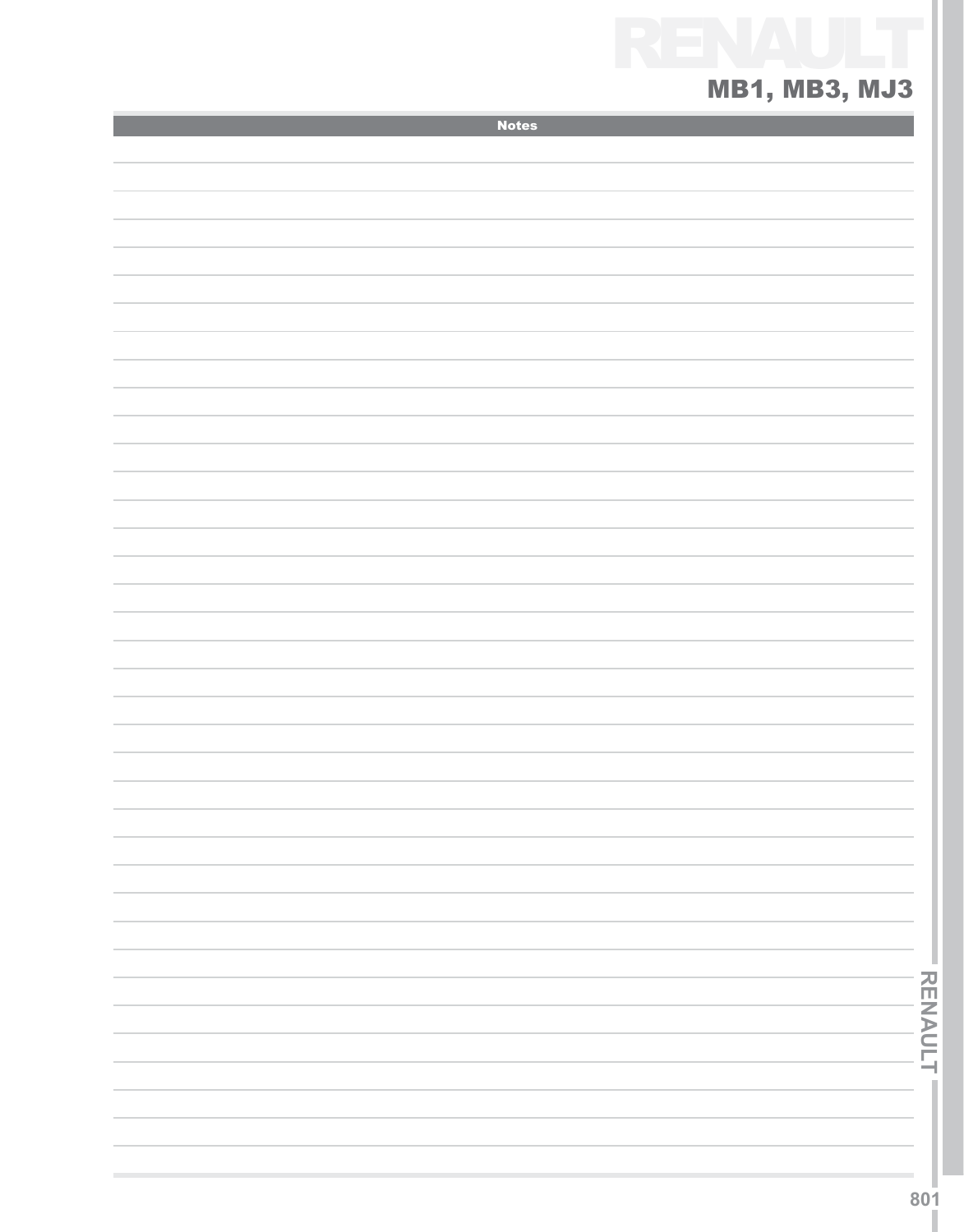## Notes